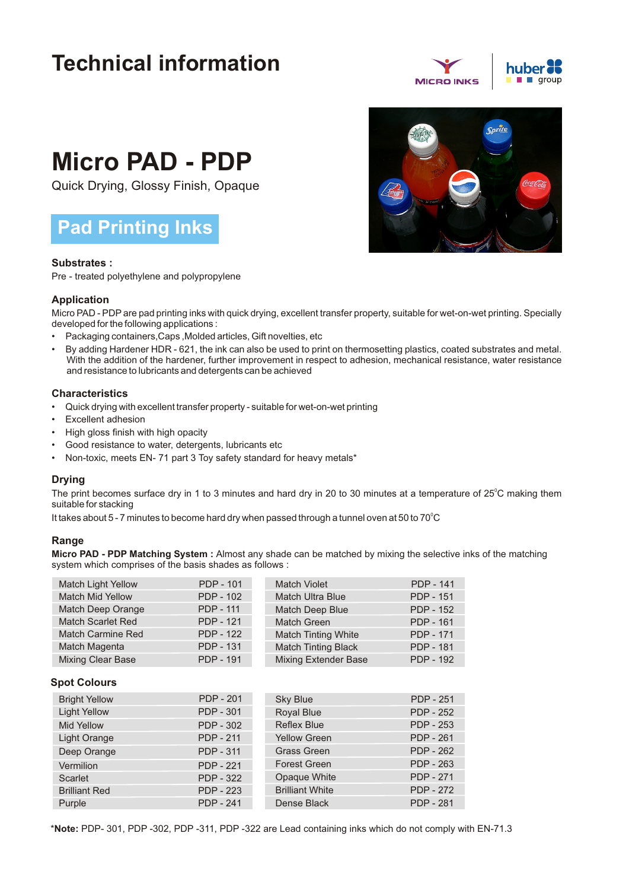# Technical information

# Micro PAD - PDP

Quick Drying, Glossy Finish, Opaque

## Pad Printing Inks

### Substrates :

Pre - treated polyethylene and polypropylene

### Application

Micro PAD - PDP are pad printing inks with quick drying, excellent transfer property, suitable for wet-on-wet printing. Specially developed for the following applications :

- Packaging containers,Caps ,Molded articles, Gift novelties, etc
- By adding Hardener HDR - 621, the ink can also be used to print on thermosetting plastics, coated substrates and metal. With the addition of the hardener, further improvement in respect to adhesion, mechanical resistance, water resistance and resistance to lubricants and detergents can be achieved

### Characteristics

- Quick drying with excellent transfer property - suitable for wet-on-wet printing
- Excellent adhesion
- High gloss finish with high opacity
- Good resistance to water, detergents, lubricants etc
- Non-toxic, meets EN- 71 part 3 Toy safety standard for heavy metals*

### Drying

The print becomes surface dry in 1 to 3 minutes and hard dry in 20 to 30 minutes at a temperature of 25°C making them suitable for stacking

It takes about 5 - 7 minutes to become hard dry when passed through a tunnel oven at 50 to 70°C

### Range

**Micro PAD - PDP Matching System :** Almost any shade can be matched by mixing the selective inks of the matching system which comprises of the basis shades as follows :

| Shade | Code | Shade | Code |
|---|---|---|---|
| Match Light Yellow | PDP - 101 | Match Violet | PDP - 141 |
| Match Mid Yellow | PDP - 102 | Match Ultra Blue | PDP - 151 |
| Match Deep Orange | PDP - 111 | Match Deep Blue | PDP - 152 |
| Match Scarlet Red | PDP - 121 | Match Green | PDP - 161 |
| Match Carmine Red | PDP - 122 | Match Tinting White | PDP - 171 |
| Match Magenta | PDP - 131 | Match Tinting Black | PDP - 181 |
| Mixing Clear Base | PDP - 191 | Mixing Extender Base | PDP - 192 |

### Spot Colours

| Shade | Code | Shade | Code |
|---|---|---|---|
| Bright Yellow | PDP - 201 | Sky Blue | PDP - 251 |
| Light Yellow | PDP - 301 | Royal Blue | PDP - 252 |
| Mid Yellow | PDP - 302 | Reflex Blue | PDP - 253 |
| Light Orange | PDP - 211 | Yellow Green | PDP - 261 |
| Deep Orange | PDP - 311 | Grass Green | PDP - 262 |
| Vermilion | PDP - 221 | Forest Green | PDP - 263 |
| Scarlet | PDP - 322 | Opaque White | PDP - 271 |
| Brilliant Red | PDP - 223 | Brilliant White | PDP - 272 |
| Purple | PDP - 241 | Dense Black | PDP - 281 |

***Note:** PDP- 301, PDP -302, PDP -311, PDP -322 are Lead containing inks which do not comply with EN-71.3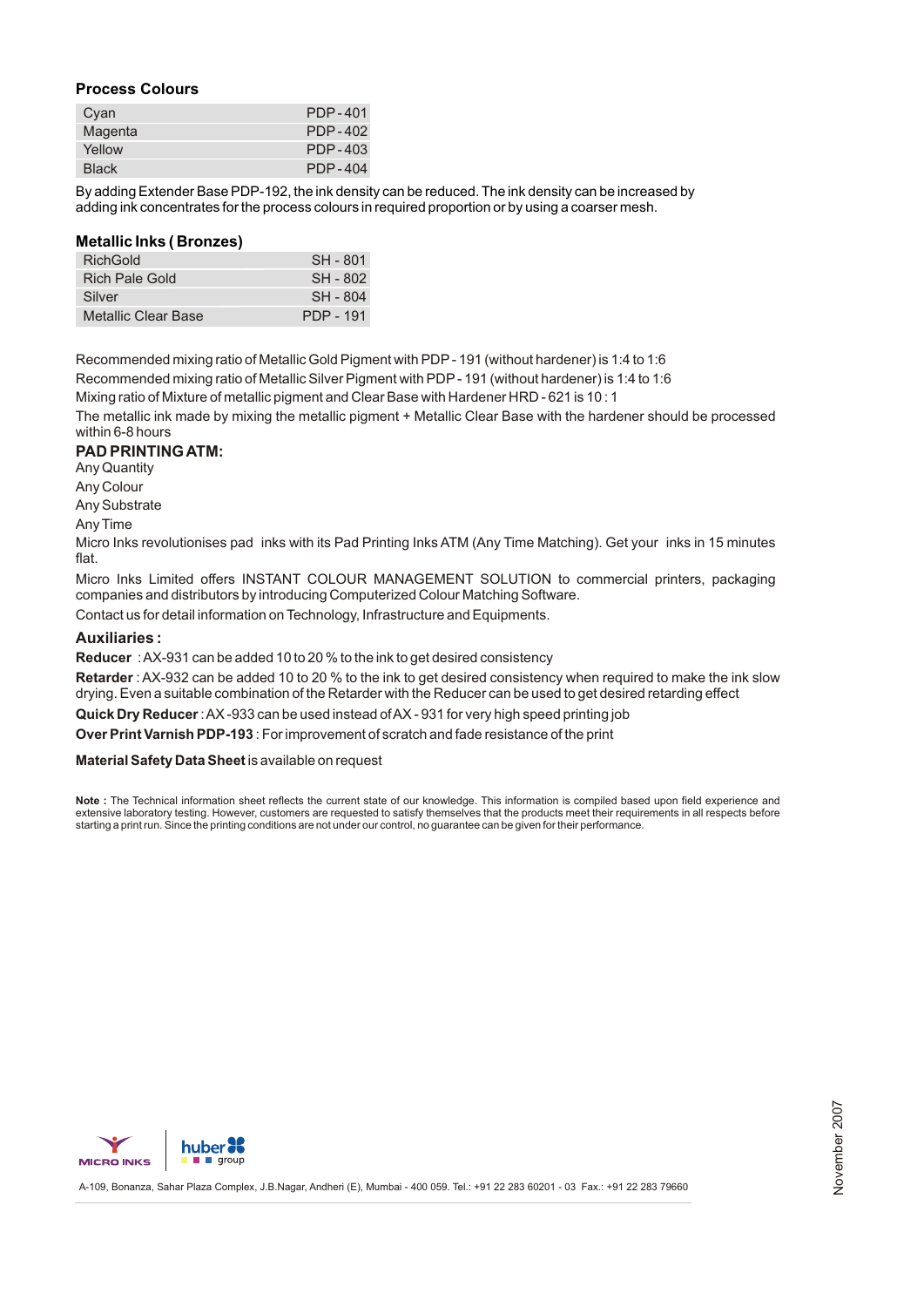## Process Colours

| | |
|---|---|
| Cyan | PDP - 401 |
| Magenta | PDP - 402 |
| Yellow | PDP - 403 |
| Black | PDP - 404 |

By adding Extender Base PDP-192, the ink density can be reduced. The ink density can be increased by adding ink concentrates for the process colours in required proportion or by using a coarser mesh.

## Metallic Inks ( Bronzes)

| | |
|---|---|
| RichGold | SH - 801 |
| Rich Pale Gold | SH - 802 |
| Silver | SH - 804 |
| Metallic Clear Base | PDP - 191 |

Recommended mixing ratio of Metallic Gold Pigment with PDP - 191 (without hardener) is 1:4 to 1:6

Recommended mixing ratio of Metallic Silver Pigment with PDP - 191 (without hardener) is 1:4 to 1:6

Mixing ratio of Mixture of metallic pigment and Clear Base with Hardener HRD - 621 is 10 : 1

The metallic ink made by mixing the metallic pigment + Metallic Clear Base with the hardener should be processed within 6-8 hours

## PAD PRINTING ATM:

Any Quantity

Any Colour

Any Substrate

Any Time

Micro Inks revolutionises pad inks with its Pad Printing Inks ATM (Any Time Matching). Get your inks in 15 minutes flat.

Micro Inks Limited offers INSTANT COLOUR MANAGEMENT SOLUTION to commercial printers, packaging companies and distributors by introducing Computerized Colour Matching Software.

Contact us for detail information on Technology, Infrastructure and Equipments.

## Auxiliaries :

**Reducer** : AX-931 can be added 10 to 20 % to the ink to get desired consistency

**Retarder** : AX-932 can be added 10 to 20 % to the ink to get desired consistency when required to make the ink slow drying. Even a suitable combination of the Retarder with the Reducer can be used to get desired retarding effect

**Quick Dry Reducer** : AX -933 can be used instead of AX - 931 for very high speed printing job

**Over Print Varnish PDP-193** : For improvement of scratch and fade resistance of the print

**Material Safety Data Sheet** is available on request

**Note :** The Technical information sheet reflects the current state of our knowledge. This information is compiled based upon field experience and extensive laboratory testing. However, customers are requested to satisfy themselves that the products meet their requirements in all respects before starting a print run. Since the printing conditions are not under our control, no guarantee can be given for their performance.

MICRO INKS | huber group

A-109, Bonanza, Sahar Plaza Complex, J.B.Nagar, Andheri (E), Mumbai - 400 059. Tel.: +91 22 283 60201 - 03 Fax.: +91 22 283 79660

November 2007